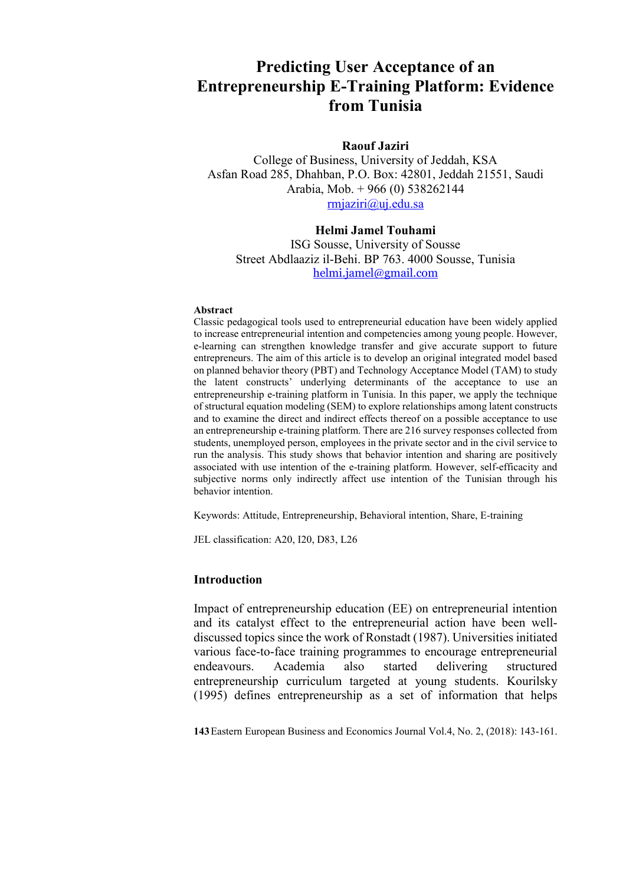# Predicting User Acceptance of an Entrepreneurship E-Training Platform: Evidence from Tunisia

**Raouf Jaziri**

College of Business, University of Jeddah, KSA
Asfan Road 285, Dhahban, P.O. Box: 42801, Jeddah 21551, Saudi Arabia, Mob. + 966 (0) 538262144
rmjaziri@uj.edu.sa

**Helmi Jamel Touhami**

ISG Sousse, University of Sousse
Street Abdlaaziz il-Behi. BP 763. 4000 Sousse, Tunisia
helmi.jamel@gmail.com

**Abstract**

Classic pedagogical tools used to entrepreneurial education have been widely applied to increase entrepreneurial intention and competencies among young people. However, e-learning can strengthen knowledge transfer and give accurate support to future entrepreneurs. The aim of this article is to develop an original integrated model based on planned behavior theory (PBT) and Technology Acceptance Model (TAM) to study the latent constructs' underlying determinants of the acceptance to use an entrepreneurship e-training platform in Tunisia. In this paper, we apply the technique of structural equation modeling (SEM) to explore relationships among latent constructs and to examine the direct and indirect effects thereof on a possible acceptance to use an entrepreneurship e-training platform. There are 216 survey responses collected from students, unemployed person, employees in the private sector and in the civil service to run the analysis. This study shows that behavior intention and sharing are positively associated with use intention of the e-training platform. However, self-efficacity and subjective norms only indirectly affect use intention of the Tunisian through his behavior intention.

Keywords: Attitude, Entrepreneurship, Behavioral intention, Share, E-training

JEL classification: A20, I20, D83, L26

## Introduction

Impact of entrepreneurship education (EE) on entrepreneurial intention and its catalyst effect to the entrepreneurial action have been well-discussed topics since the work of Ronstadt (1987). Universities initiated various face-to-face training programmes to encourage entrepreneurial endeavours. Academia also started delivering structured entrepreneurship curriculum targeted at young students. Kourilsky (1995) defines entrepreneurship as a set of information that helps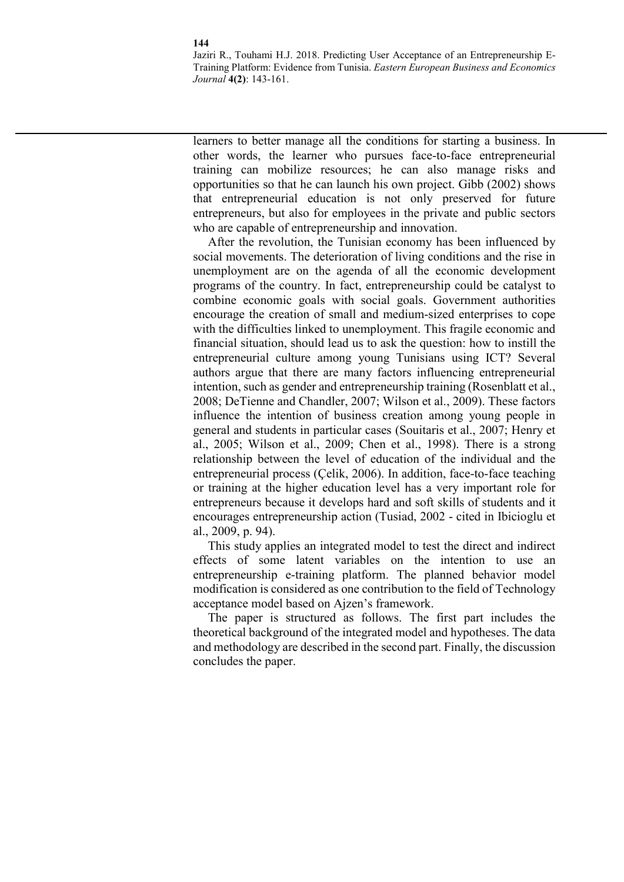learners to better manage all the conditions for starting a business. In other words, the learner who pursues face-to-face entrepreneurial training can mobilize resources; he can also manage risks and opportunities so that he can launch his own project. Gibb (2002) shows that entrepreneurial education is not only preserved for future entrepreneurs, but also for employees in the private and public sectors who are capable of entrepreneurship and innovation.

After the revolution, the Tunisian economy has been influenced by social movements. The deterioration of living conditions and the rise in unemployment are on the agenda of all the economic development programs of the country. In fact, entrepreneurship could be catalyst to combine economic goals with social goals. Government authorities encourage the creation of small and medium-sized enterprises to cope with the difficulties linked to unemployment. This fragile economic and financial situation, should lead us to ask the question: how to instill the entrepreneurial culture among young Tunisians using ICT? Several authors argue that there are many factors influencing entrepreneurial intention, such as gender and entrepreneurship training (Rosenblatt et al., 2008; DeTienne and Chandler, 2007; Wilson et al., 2009). These factors influence the intention of business creation among young people in general and students in particular cases (Souitaris et al., 2007; Henry et al., 2005; Wilson et al., 2009; Chen et al., 1998). There is a strong relationship between the level of education of the individual and the entrepreneurial process (Çelik, 2006). In addition, face-to-face teaching or training at the higher education level has a very important role for entrepreneurs because it develops hard and soft skills of students and it encourages entrepreneurship action (Tusiad, 2002 - cited in Ibicioglu et al., 2009, p. 94).

This study applies an integrated model to test the direct and indirect effects of some latent variables on the intention to use an entrepreneurship e-training platform. The planned behavior model modification is considered as one contribution to the field of Technology acceptance model based on Ajzen's framework.

The paper is structured as follows. The first part includes the theoretical background of the integrated model and hypotheses. The data and methodology are described in the second part. Finally, the discussion concludes the paper.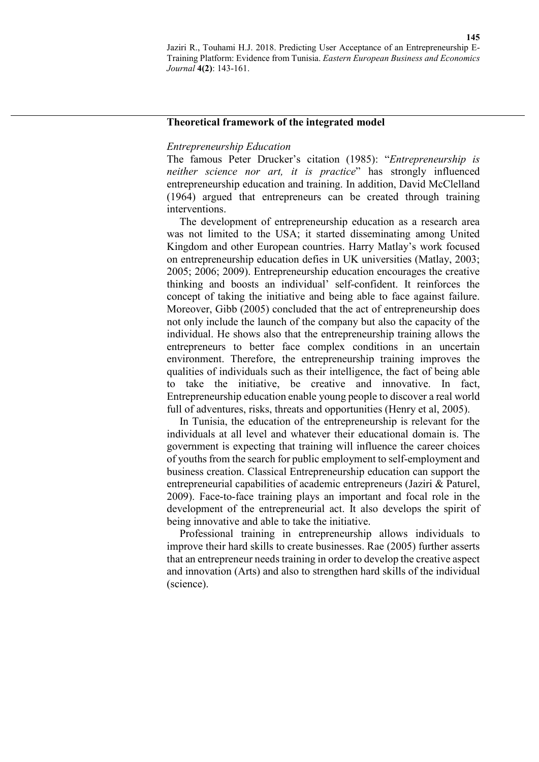## Theoretical framework of the integrated model

### *Entrepreneurship Education*

The famous Peter Drucker's citation (1985): "*Entrepreneurship is neither science nor art, it is practice*" has strongly influenced entrepreneurship education and training. In addition, David McClelland (1964) argued that entrepreneurs can be created through training interventions.

The development of entrepreneurship education as a research area was not limited to the USA; it started disseminating among United Kingdom and other European countries. Harry Matlay's work focused on entrepreneurship education defies in UK universities (Matlay, 2003; 2005; 2006; 2009). Entrepreneurship education encourages the creative thinking and boosts an individual' self-confident. It reinforces the concept of taking the initiative and being able to face against failure. Moreover, Gibb (2005) concluded that the act of entrepreneurship does not only include the launch of the company but also the capacity of the individual. He shows also that the entrepreneurship training allows the entrepreneurs to better face complex conditions in an uncertain environment. Therefore, the entrepreneurship training improves the qualities of individuals such as their intelligence, the fact of being able to take the initiative, be creative and innovative. In fact, Entrepreneurship education enable young people to discover a real world full of adventures, risks, threats and opportunities (Henry et al, 2005).

In Tunisia, the education of the entrepreneurship is relevant for the individuals at all level and whatever their educational domain is. The government is expecting that training will influence the career choices of youths from the search for public employment to self-employment and business creation. Classical Entrepreneurship education can support the entrepreneurial capabilities of academic entrepreneurs (Jaziri & Paturel, 2009). Face-to-face training plays an important and focal role in the development of the entrepreneurial act. It also develops the spirit of being innovative and able to take the initiative.

Professional training in entrepreneurship allows individuals to improve their hard skills to create businesses. Rae (2005) further asserts that an entrepreneur needs training in order to develop the creative aspect and innovation (Arts) and also to strengthen hard skills of the individual (science).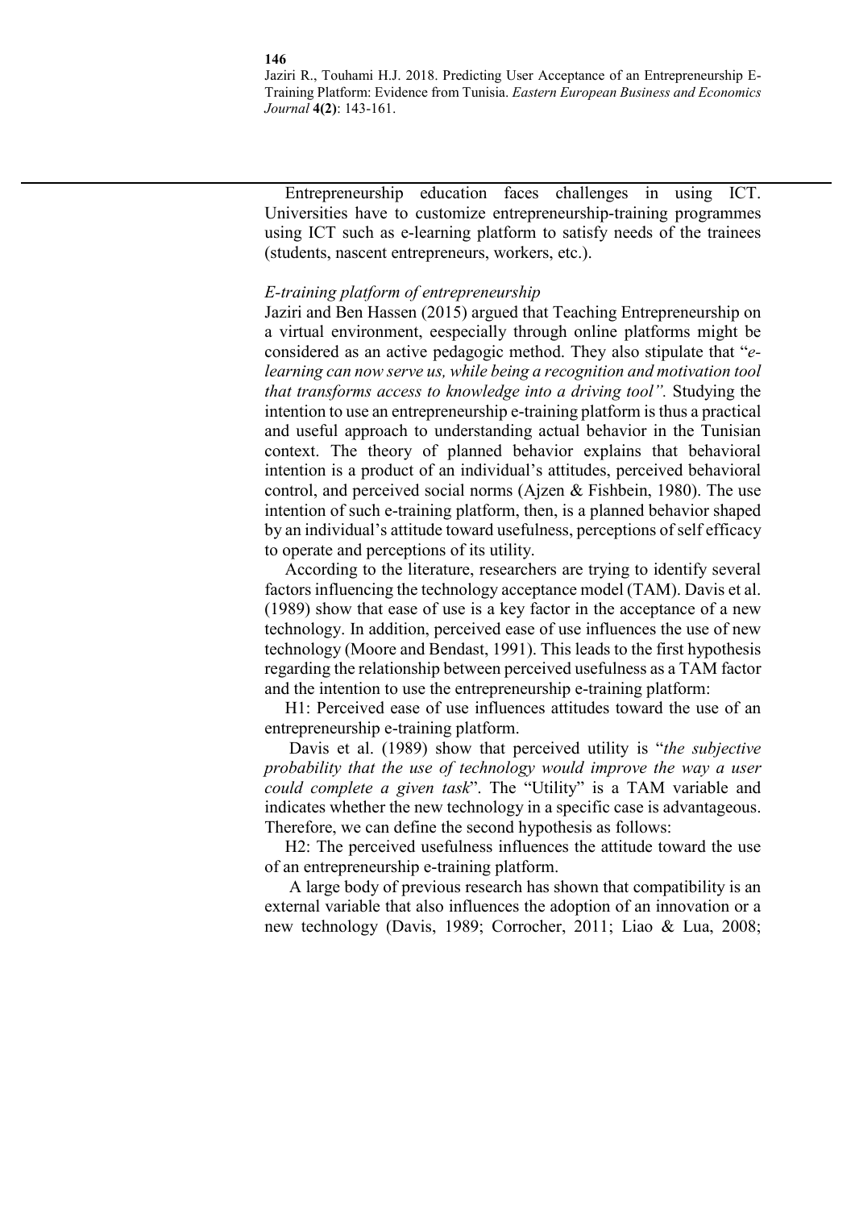Entrepreneurship education faces challenges in using ICT. Universities have to customize entrepreneurship-training programmes using ICT such as e-learning platform to satisfy needs of the trainees (students, nascent entrepreneurs, workers, etc.).

*E-training platform of entrepreneurship*

Jaziri and Ben Hassen (2015) argued that Teaching Entrepreneurship on a virtual environment, eespecially through online platforms might be considered as an active pedagogic method. They also stipulate that "*e-learning can now serve us, while being a recognition and motivation tool that transforms access to knowledge into a driving tool".* Studying the intention to use an entrepreneurship e-training platform is thus a practical and useful approach to understanding actual behavior in the Tunisian context. The theory of planned behavior explains that behavioral intention is a product of an individual's attitudes, perceived behavioral control, and perceived social norms (Ajzen & Fishbein, 1980). The use intention of such e-training platform, then, is a planned behavior shaped by an individual's attitude toward usefulness, perceptions of self efficacy to operate and perceptions of its utility.

According to the literature, researchers are trying to identify several factors influencing the technology acceptance model (TAM). Davis et al. (1989) show that ease of use is a key factor in the acceptance of a new technology. In addition, perceived ease of use influences the use of new technology (Moore and Bendast, 1991). This leads to the first hypothesis regarding the relationship between perceived usefulness as a TAM factor and the intention to use the entrepreneurship e-training platform:

H1: Perceived ease of use influences attitudes toward the use of an entrepreneurship e-training platform.

Davis et al. (1989) show that perceived utility is "*the subjective probability that the use of technology would improve the way a user could complete a given task*". The "Utility" is a TAM variable and indicates whether the new technology in a specific case is advantageous. Therefore, we can define the second hypothesis as follows:

H2: The perceived usefulness influences the attitude toward the use of an entrepreneurship e-training platform.

A large body of previous research has shown that compatibility is an external variable that also influences the adoption of an innovation or a new technology (Davis, 1989; Corrocher, 2011; Liao & Lua, 2008;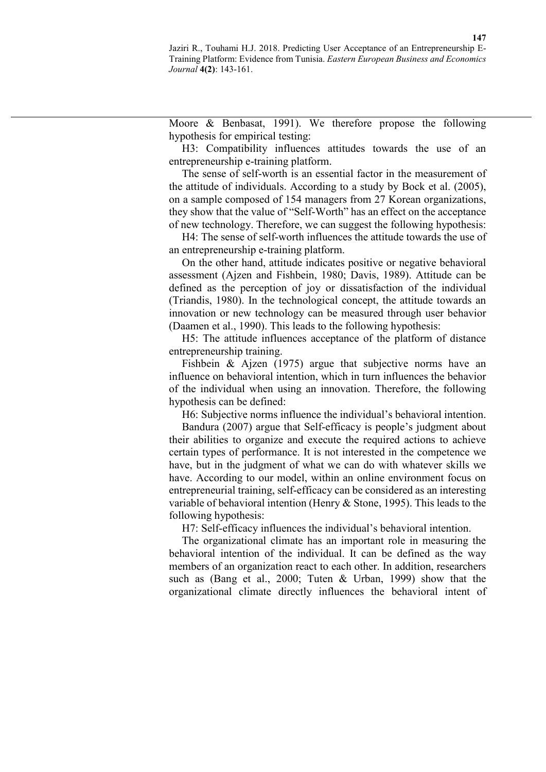Moore & Benbasat, 1991). We therefore propose the following hypothesis for empirical testing:

H3: Compatibility influences attitudes towards the use of an entrepreneurship e-training platform.

The sense of self-worth is an essential factor in the measurement of the attitude of individuals. According to a study by Bock et al. (2005), on a sample composed of 154 managers from 27 Korean organizations, they show that the value of "Self-Worth" has an effect on the acceptance of new technology. Therefore, we can suggest the following hypothesis:

H4: The sense of self-worth influences the attitude towards the use of an entrepreneurship e-training platform.

On the other hand, attitude indicates positive or negative behavioral assessment (Ajzen and Fishbein, 1980; Davis, 1989). Attitude can be defined as the perception of joy or dissatisfaction of the individual (Triandis, 1980). In the technological concept, the attitude towards an innovation or new technology can be measured through user behavior (Daamen et al., 1990). This leads to the following hypothesis:

H5: The attitude influences acceptance of the platform of distance entrepreneurship training.

Fishbein & Ajzen (1975) argue that subjective norms have an influence on behavioral intention, which in turn influences the behavior of the individual when using an innovation. Therefore, the following hypothesis can be defined:

H6: Subjective norms influence the individual's behavioral intention.

Bandura (2007) argue that Self-efficacy is people's judgment about their abilities to organize and execute the required actions to achieve certain types of performance. It is not interested in the competence we have, but in the judgment of what we can do with whatever skills we have. According to our model, within an online environment focus on entrepreneurial training, self-efficacy can be considered as an interesting variable of behavioral intention (Henry & Stone, 1995). This leads to the following hypothesis:

H7: Self-efficacy influences the individual's behavioral intention.

The organizational climate has an important role in measuring the behavioral intention of the individual. It can be defined as the way members of an organization react to each other. In addition, researchers such as (Bang et al., 2000; Tuten & Urban, 1999) show that the organizational climate directly influences the behavioral intent of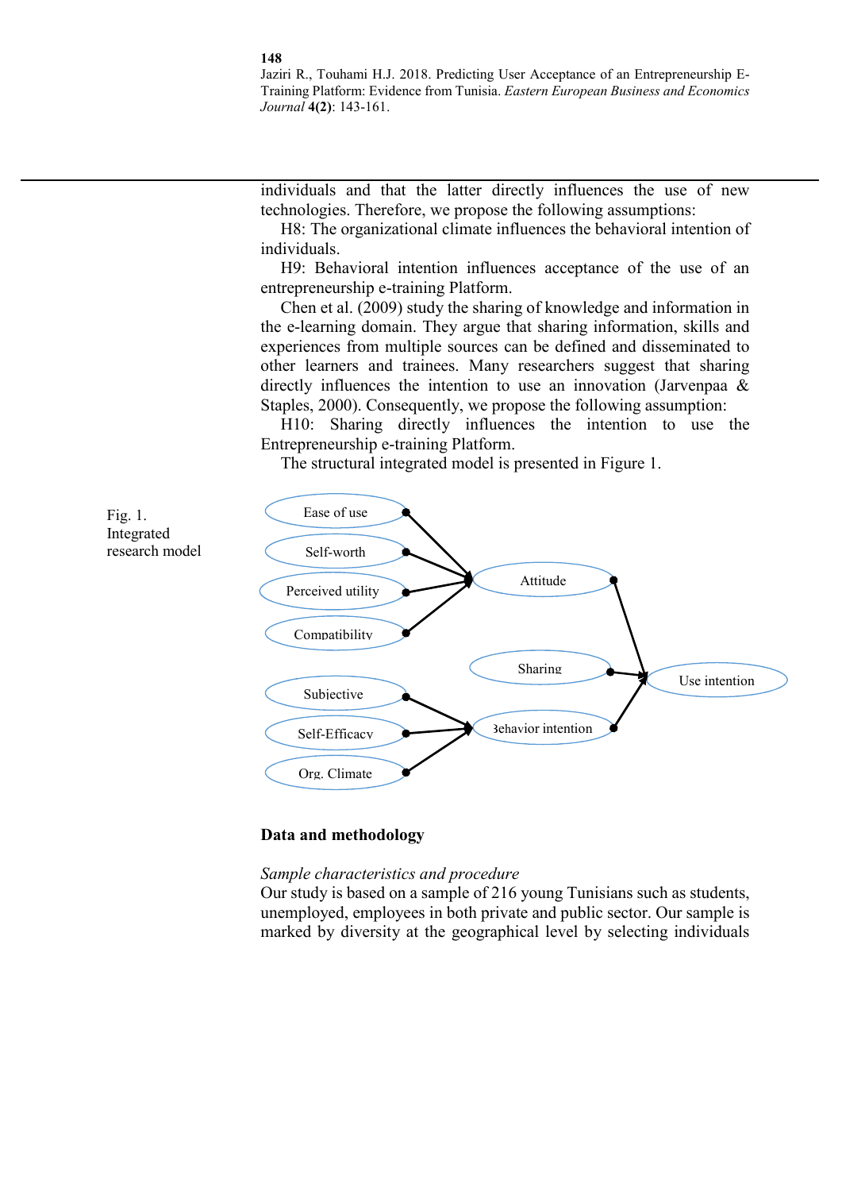individuals and that the latter directly influences the use of new technologies. Therefore, we propose the following assumptions:

H8: The organizational climate influences the behavioral intention of individuals.

H9: Behavioral intention influences acceptance of the use of an entrepreneurship e-training Platform.

Chen et al. (2009) study the sharing of knowledge and information in the e-learning domain. They argue that sharing information, skills and experiences from multiple sources can be defined and disseminated to other learners and trainees. Many researchers suggest that sharing directly influences the intention to use an innovation (Jarvenpaa & Staples, 2000). Consequently, we propose the following assumption:

H10: Sharing directly influences the intention to use the Entrepreneurship e-training Platform.

The structural integrated model is presented in Figure 1.

Ease of use
Self-worth
Perceived utility
Compatibility
Attitude
Sharing
Use intention
Subjective
Self-Efficacy
Org. Climate
Behavior intention

Fig. 1. Integrated research model

## Data and methodology

*Sample characteristics and procedure*

Our study is based on a sample of 216 young Tunisians such as students, unemployed, employees in both private and public sector. Our sample is marked by diversity at the geographical level by selecting individuals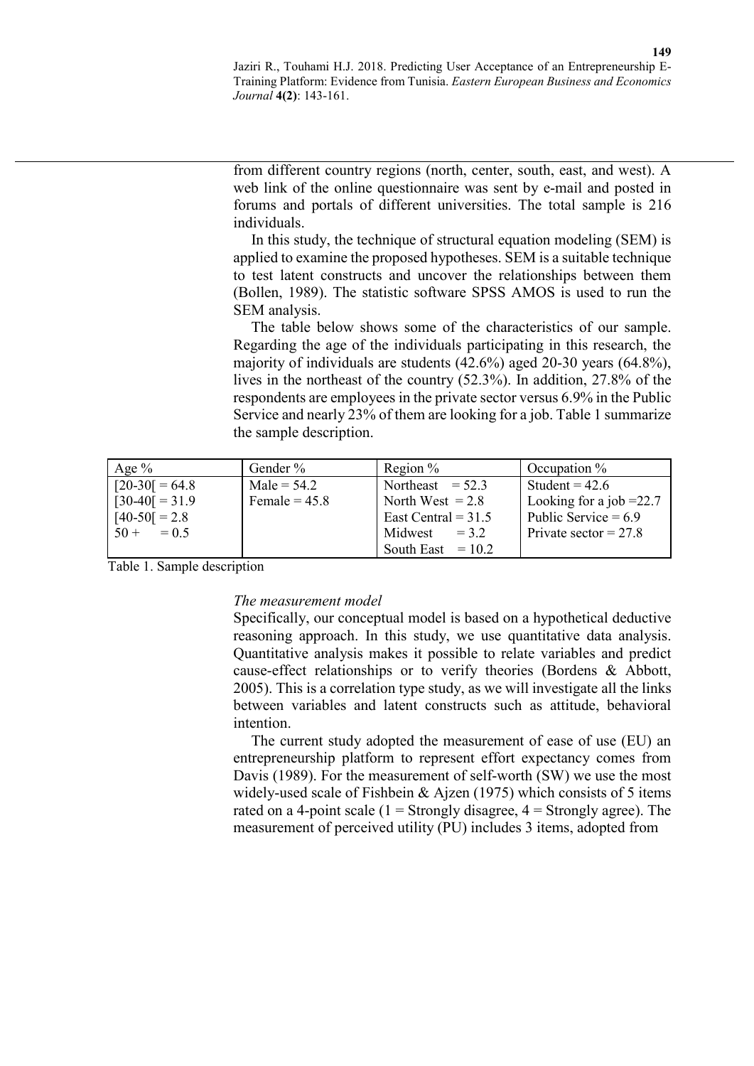from different country regions (north, center, south, east, and west). A web link of the online questionnaire was sent by e-mail and posted in forums and portals of different universities. The total sample is 216 individuals.

In this study, the technique of structural equation modeling (SEM) is applied to examine the proposed hypotheses. SEM is a suitable technique to test latent constructs and uncover the relationships between them (Bollen, 1989). The statistic software SPSS AMOS is used to run the SEM analysis.

The table below shows some of the characteristics of our sample. Regarding the age of the individuals participating in this research, the majority of individuals are students (42.6%) aged 20-30 years (64.8%), lives in the northeast of the country (52.3%). In addition, 27.8% of the respondents are employees in the private sector versus 6.9% in the Public Service and nearly 23% of them are looking for a job. Table 1 summarize the sample description.

| Age % | Gender % | Region % | Occupation % |
|---|---|---|---|
| [20-30[ = 64.8 | Male = 54.2 | Northeast = 52.3 | Student = 42.6 |
| [30-40[ = 31.9 | Female = 45.8 | North West = 2.8 | Looking for a job =22.7 |
| [40-50[ = 2.8 | | East Central = 31.5 | Public Service = 6.9 |
| 50 + = 0.5 | | Midwest = 3.2 | Private sector = 27.8 |
| | | South East = 10.2 | |

Table 1. Sample description

*The measurement model*

Specifically, our conceptual model is based on a hypothetical deductive reasoning approach. In this study, we use quantitative data analysis. Quantitative analysis makes it possible to relate variables and predict cause-effect relationships or to verify theories (Bordens & Abbott, 2005). This is a correlation type study, as we will investigate all the links between variables and latent constructs such as attitude, behavioral intention.

The current study adopted the measurement of ease of use (EU) an entrepreneurship platform to represent effort expectancy comes from Davis (1989). For the measurement of self-worth (SW) we use the most widely-used scale of Fishbein & Ajzen (1975) which consists of 5 items rated on a 4-point scale (1 = Strongly disagree, 4 = Strongly agree). The measurement of perceived utility (PU) includes 3 items, adopted from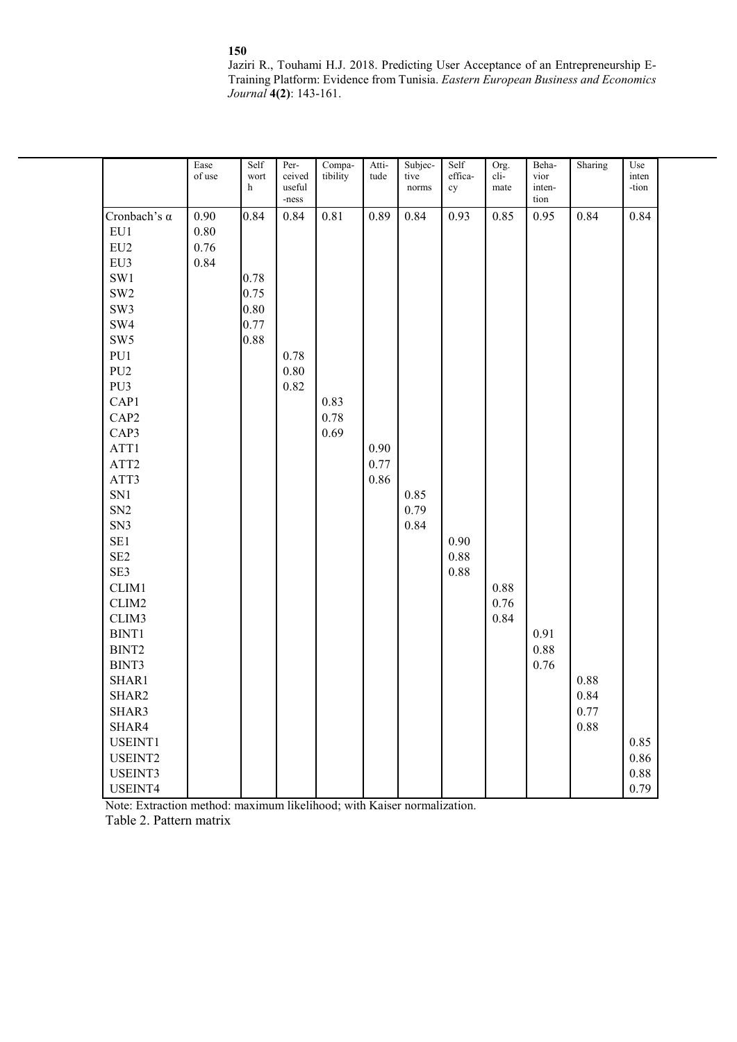| | Ease of use | Self worth | Perceived usefulness | Compatibility | Attitude | Subjective norms | Self efficacy | Org. climate | Behavior intention | Sharing | Use intention |
|---|---|---|---|---|---|---|---|---|---|---|---|
| Cronbach's α | 0.90 | 0.84 | 0.84 | 0.81 | 0.89 | 0.84 | 0.93 | 0.85 | 0.95 | 0.84 | 0.84 |
| EU1 | 0.80 | | | | | | | | | | |
| EU2 | 0.76 | | | | | | | | | | |
| EU3 | 0.84 | | | | | | | | | | |
| SW1 | | 0.78 | | | | | | | | | |
| SW2 | | 0.75 | | | | | | | | | |
| SW3 | | 0.80 | | | | | | | | | |
| SW4 | | 0.77 | | | | | | | | | |
| SW5 | | 0.88 | | | | | | | | | |
| PU1 | | | 0.78 | | | | | | | | |
| PU2 | | | 0.80 | | | | | | | | |
| PU3 | | | 0.82 | | | | | | | | |
| CAP1 | | | | 0.83 | | | | | | | |
| CAP2 | | | | 0.78 | | | | | | | |
| CAP3 | | | | 0.69 | | | | | | | |
| ATT1 | | | | | 0.90 | | | | | | |
| ATT2 | | | | | 0.77 | | | | | | |
| ATT3 | | | | | 0.86 | | | | | | |
| SN1 | | | | | | 0.85 | | | | | |
| SN2 | | | | | | 0.79 | | | | | |
| SN3 | | | | | | 0.84 | | | | | |
| SE1 | | | | | | | 0.90 | | | | |
| SE2 | | | | | | | 0.88 | | | | |
| SE3 | | | | | | | 0.88 | | | | |
| CLIM1 | | | | | | | | 0.88 | | | |
| CLIM2 | | | | | | | | 0.76 | | | |
| CLIM3 | | | | | | | | 0.84 | | | |
| BINT1 | | | | | | | | | 0.91 | | |
| BINT2 | | | | | | | | | 0.88 | | |
| BINT3 | | | | | | | | | 0.76 | | |
| SHAR1 | | | | | | | | | | 0.88 | |
| SHAR2 | | | | | | | | | | 0.84 | |
| SHAR3 | | | | | | | | | | 0.77 | |
| SHAR4 | | | | | | | | | | 0.88 | |
| USEINT1 | | | | | | | | | | | 0.85 |
| USEINT2 | | | | | | | | | | | 0.86 |
| USEINT3 | | | | | | | | | | | 0.88 |
| USEINT4 | | | | | | | | | | | 0.79 |

Note: Extraction method: maximum likelihood; with Kaiser normalization.

Table 2. Pattern matrix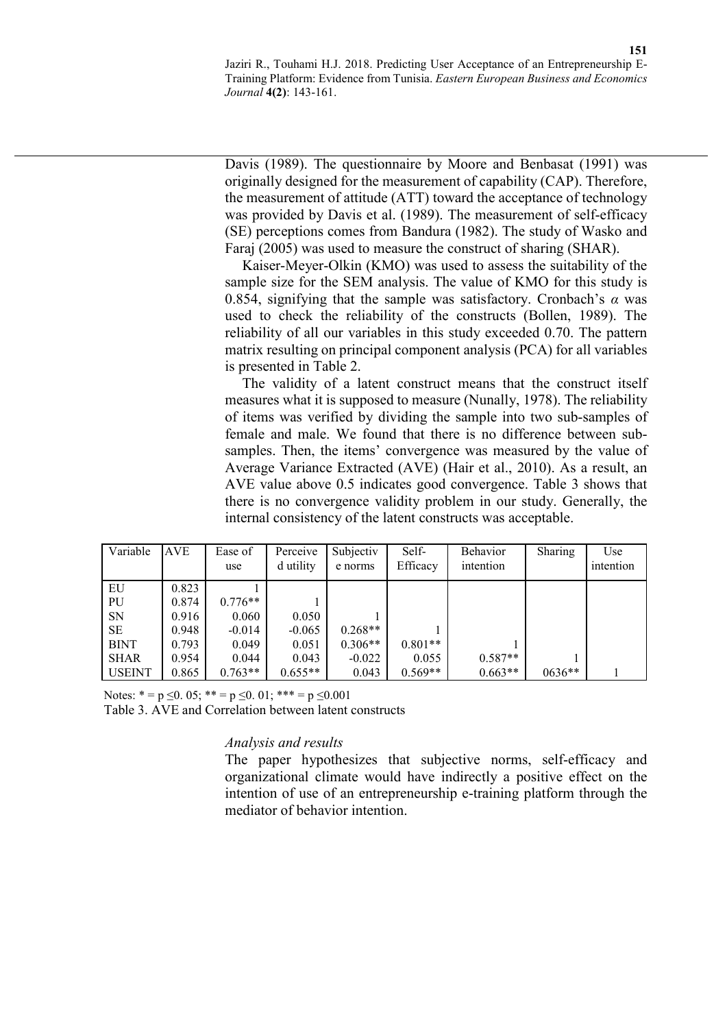Davis (1989). The questionnaire by Moore and Benbasat (1991) was originally designed for the measurement of capability (CAP). Therefore, the measurement of attitude (ATT) toward the acceptance of technology was provided by Davis et al. (1989). The measurement of self-efficacy (SE) perceptions comes from Bandura (1982). The study of Wasko and Faraj (2005) was used to measure the construct of sharing (SHAR).

Kaiser-Meyer-Olkin (KMO) was used to assess the suitability of the sample size for the SEM analysis. The value of KMO for this study is 0.854, signifying that the sample was satisfactory. Cronbach's *α* was used to check the reliability of the constructs (Bollen, 1989). The reliability of all our variables in this study exceeded 0.70. The pattern matrix resulting on principal component analysis (PCA) for all variables is presented in Table 2.

The validity of a latent construct means that the construct itself measures what it is supposed to measure (Nunally, 1978). The reliability of items was verified by dividing the sample into two sub-samples of female and male. We found that there is no difference between sub-samples. Then, the items' convergence was measured by the value of Average Variance Extracted (AVE) (Hair et al., 2010). As a result, an AVE value above 0.5 indicates good convergence. Table 3 shows that there is no convergence validity problem in our study. Generally, the internal consistency of the latent constructs was acceptable.

| Variable | AVE | Ease of use | Perceived utility | Subjective norms | Self-Efficacy | Behavior intention | Sharing | Use intention |
|---|---|---|---|---|---|---|---|---|
| EU | 0.823 | 1 | | | | | | |
| PU | 0.874 | 0.776** | 1 | | | | | |
| SN | 0.916 | 0.060 | 0.050 | 1 | | | | |
| SE | 0.948 | -0.014 | -0.065 | 0.268** | 1 | | | |
| BINT | 0.793 | 0.049 | 0.051 | 0.306** | 0.801** | 1 | | |
| SHAR | 0.954 | 0.044 | 0.043 | -0.022 | 0.055 | 0.587** | 1 | |
| USEINT | 0.865 | 0.763** | 0.655** | 0.043 | 0.569** | 0.663** | 0636** | 1 |

Notes: * = p ≤0. 05; ** = p ≤0. 01; *** = p ≤0.001

Table 3. AVE and Correlation between latent constructs

### *Analysis and results*

The paper hypothesizes that subjective norms, self-efficacy and organizational climate would have indirectly a positive effect on the intention of use of an entrepreneurship e-training platform through the mediator of behavior intention.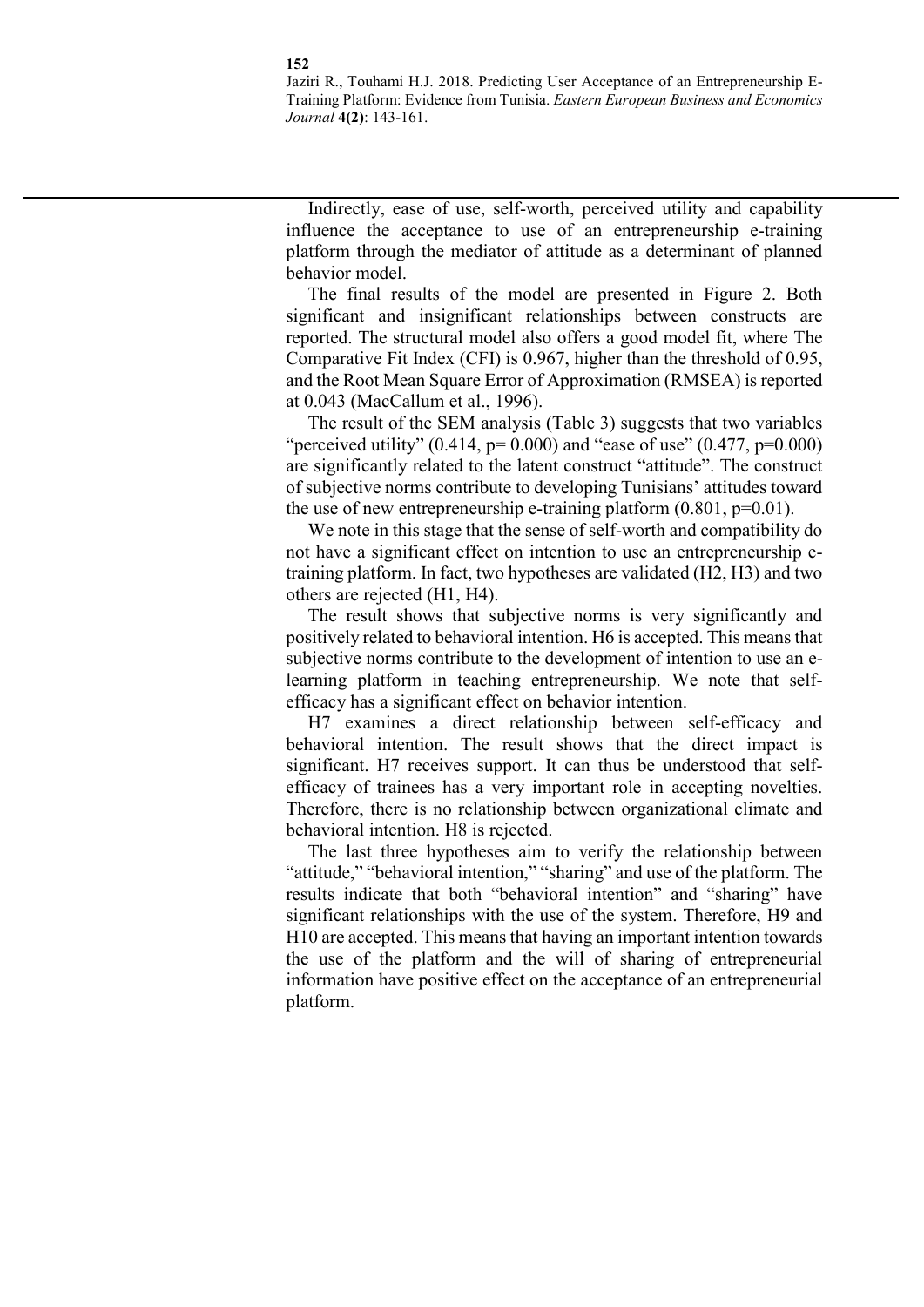Indirectly, ease of use, self-worth, perceived utility and capability influence the acceptance to use of an entrepreneurship e-training platform through the mediator of attitude as a determinant of planned behavior model.

The final results of the model are presented in Figure 2. Both significant and insignificant relationships between constructs are reported. The structural model also offers a good model fit, where The Comparative Fit Index (CFI) is 0.967, higher than the threshold of 0.95, and the Root Mean Square Error of Approximation (RMSEA) is reported at 0.043 (MacCallum et al., 1996).

The result of the SEM analysis (Table 3) suggests that two variables "perceived utility" (0.414, p= 0.000) and "ease of use" (0.477, p=0.000) are significantly related to the latent construct "attitude". The construct of subjective norms contribute to developing Tunisians' attitudes toward the use of new entrepreneurship e-training platform (0.801, p=0.01).

We note in this stage that the sense of self-worth and compatibility do not have a significant effect on intention to use an entrepreneurship e-training platform. In fact, two hypotheses are validated (H2, H3) and two others are rejected (H1, H4).

The result shows that subjective norms is very significantly and positively related to behavioral intention. H6 is accepted. This means that subjective norms contribute to the development of intention to use an e-learning platform in teaching entrepreneurship. We note that self-efficacy has a significant effect on behavior intention.

H7 examines a direct relationship between self-efficacy and behavioral intention. The result shows that the direct impact is significant. H7 receives support. It can thus be understood that self-efficacy of trainees has a very important role in accepting novelties. Therefore, there is no relationship between organizational climate and behavioral intention. H8 is rejected.

The last three hypotheses aim to verify the relationship between "attitude," "behavioral intention," "sharing" and use of the platform. The results indicate that both "behavioral intention" and "sharing" have significant relationships with the use of the system. Therefore, H9 and H10 are accepted. This means that having an important intention towards the use of the platform and the will of sharing of entrepreneurial information have positive effect on the acceptance of an entrepreneurial platform.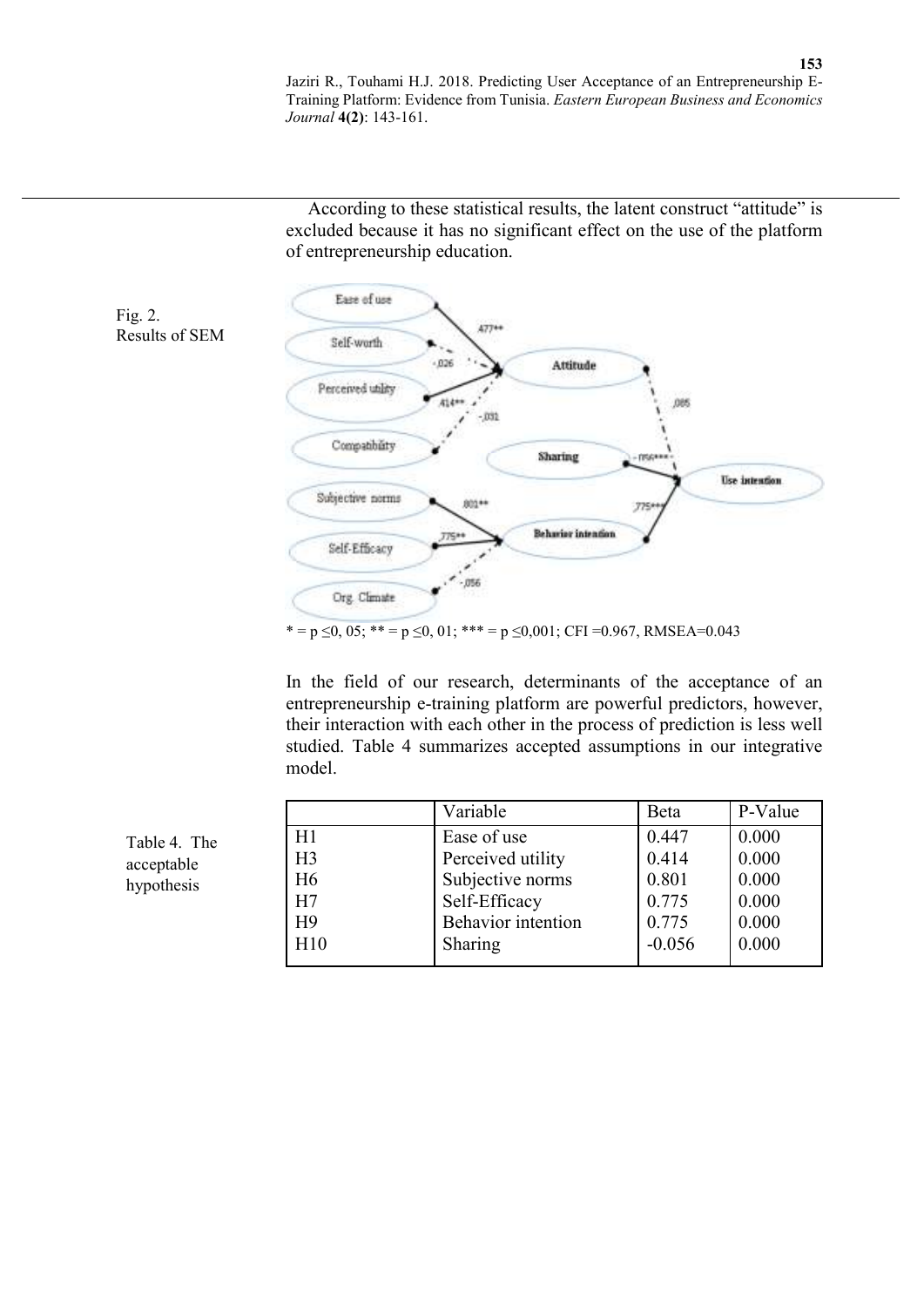According to these statistical results, the latent construct "attitude" is excluded because it has no significant effect on the use of the platform of entrepreneurship education.

Fig. 2.
Results of SEM

Ease of use
Self-worth
Perceived utility
Compatibility
Subjective norms
Self-Efficacy
Org. Climate
Attitude
Sharing
Behavior intention
Use intention
,477**
-,026
,414**
-,031
,085
-,056***
,801**
,775**
,775***
-,056

* = p ≤0, 05; ** = p ≤0, 01; *** = p ≤0,001; CFI =0.967, RMSEA=0.043

In the field of our research, determinants of the acceptance of an entrepreneurship e-training platform are powerful predictors, however, their interaction with each other in the process of prediction is less well studied. Table 4 summarizes accepted assumptions in our integrative model.

Table 4. The acceptable hypothesis

| | Variable | Beta | P-Value |
|---|---|---|---|
| H1 | Ease of use | 0.447 | 0.000 |
| H3 | Perceived utility | 0.414 | 0.000 |
| H6 | Subjective norms | 0.801 | 0.000 |
| H7 | Self-Efficacy | 0.775 | 0.000 |
| H9 | Behavior intention | 0.775 | 0.000 |
| H10 | Sharing | -0.056 | 0.000 |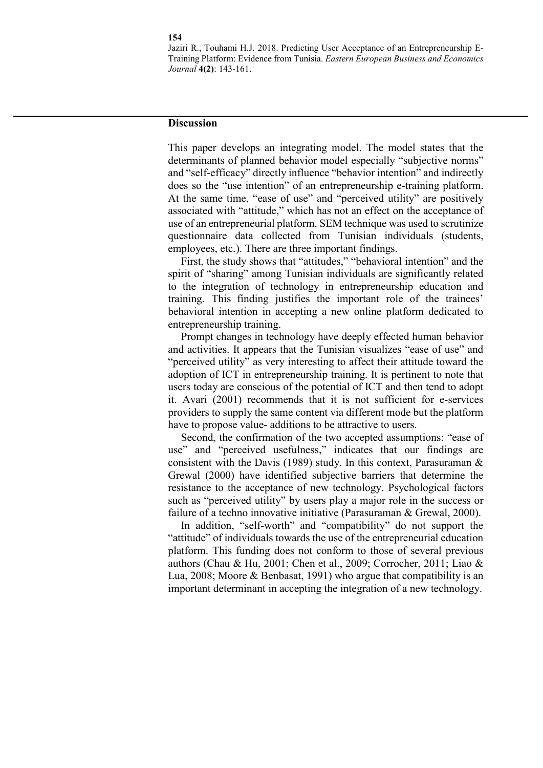## Discussion

This paper develops an integrating model. The model states that the determinants of planned behavior model especially "subjective norms" and "self-efficacy" directly influence "behavior intention" and indirectly does so the "use intention" of an entrepreneurship e-training platform. At the same time, "ease of use" and "perceived utility" are positively associated with "attitude," which has not an effect on the acceptance of use of an entrepreneurial platform. SEM technique was used to scrutinize questionnaire data collected from Tunisian individuals (students, employees, etc.). There are three important findings.

First, the study shows that "attitudes," "behavioral intention" and the spirit of "sharing" among Tunisian individuals are significantly related to the integration of technology in entrepreneurship education and training. This finding justifies the important role of the trainees' behavioral intention in accepting a new online platform dedicated to entrepreneurship training.

Prompt changes in technology have deeply effected human behavior and activities. It appears that the Tunisian visualizes "ease of use" and "perceived utility" as very interesting to affect their attitude toward the adoption of ICT in entrepreneurship training. It is pertinent to note that users today are conscious of the potential of ICT and then tend to adopt it. Avari (2001) recommends that it is not sufficient for e-services providers to supply the same content via different mode but the platform have to propose value- additions to be attractive to users.

Second, the confirmation of the two accepted assumptions: "ease of use" and "perceived usefulness," indicates that our findings are consistent with the Davis (1989) study. In this context, Parasuraman & Grewal (2000) have identified subjective barriers that determine the resistance to the acceptance of new technology. Psychological factors such as "perceived utility" by users play a major role in the success or failure of a techno innovative initiative (Parasuraman & Grewal, 2000).

In addition, "self-worth" and "compatibility" do not support the "attitude" of individuals towards the use of the entrepreneurial education platform. This funding does not conform to those of several previous authors (Chau & Hu, 2001; Chen et al., 2009; Corrocher, 2011; Liao & Lua, 2008; Moore & Benbasat, 1991) who argue that compatibility is an important determinant in accepting the integration of a new technology.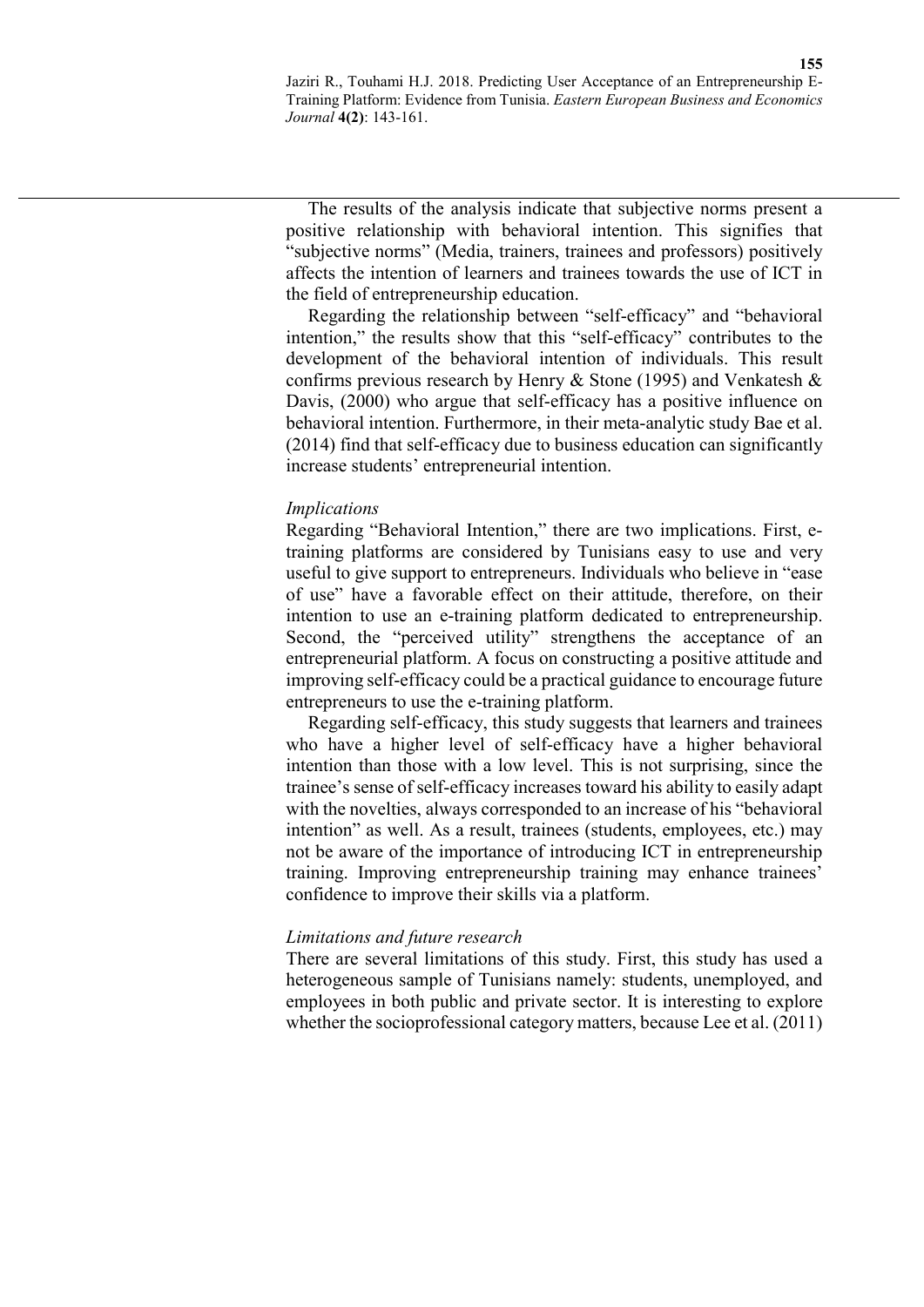The results of the analysis indicate that subjective norms present a positive relationship with behavioral intention. This signifies that "subjective norms" (Media, trainers, trainees and professors) positively affects the intention of learners and trainees towards the use of ICT in the field of entrepreneurship education.

Regarding the relationship between "self-efficacy" and "behavioral intention," the results show that this "self-efficacy" contributes to the development of the behavioral intention of individuals. This result confirms previous research by Henry & Stone (1995) and Venkatesh & Davis, (2000) who argue that self-efficacy has a positive influence on behavioral intention. Furthermore, in their meta-analytic study Bae et al. (2014) find that self-efficacy due to business education can significantly increase students' entrepreneurial intention.

*Implications*

Regarding "Behavioral Intention," there are two implications. First, e-training platforms are considered by Tunisians easy to use and very useful to give support to entrepreneurs. Individuals who believe in "ease of use" have a favorable effect on their attitude, therefore, on their intention to use an e-training platform dedicated to entrepreneurship. Second, the "perceived utility" strengthens the acceptance of an entrepreneurial platform. A focus on constructing a positive attitude and improving self-efficacy could be a practical guidance to encourage future entrepreneurs to use the e-training platform.

Regarding self-efficacy, this study suggests that learners and trainees who have a higher level of self-efficacy have a higher behavioral intention than those with a low level. This is not surprising, since the trainee's sense of self-efficacy increases toward his ability to easily adapt with the novelties, always corresponded to an increase of his "behavioral intention" as well. As a result, trainees (students, employees, etc.) may not be aware of the importance of introducing ICT in entrepreneurship training. Improving entrepreneurship training may enhance trainees' confidence to improve their skills via a platform.

*Limitations and future research*

There are several limitations of this study. First, this study has used a heterogeneous sample of Tunisians namely: students, unemployed, and employees in both public and private sector. It is interesting to explore whether the socioprofessional category matters, because Lee et al. (2011)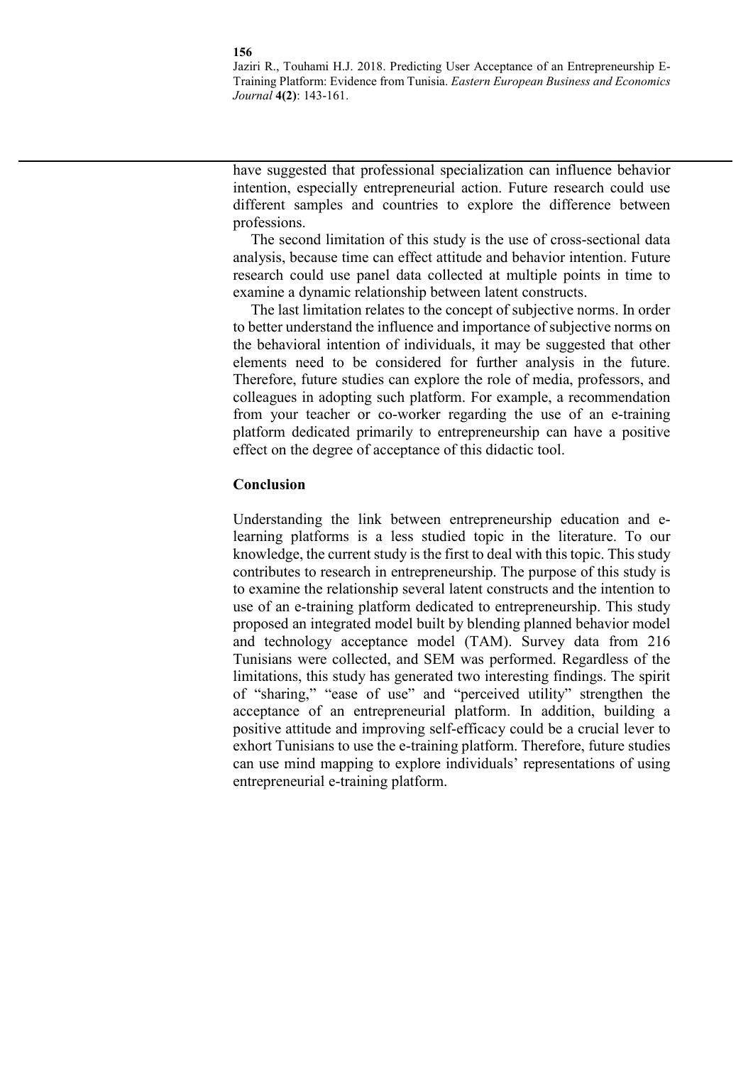have suggested that professional specialization can influence behavior intention, especially entrepreneurial action. Future research could use different samples and countries to explore the difference between professions.

The second limitation of this study is the use of cross-sectional data analysis, because time can effect attitude and behavior intention. Future research could use panel data collected at multiple points in time to examine a dynamic relationship between latent constructs.

The last limitation relates to the concept of subjective norms. In order to better understand the influence and importance of subjective norms on the behavioral intention of individuals, it may be suggested that other elements need to be considered for further analysis in the future. Therefore, future studies can explore the role of media, professors, and colleagues in adopting such platform. For example, a recommendation from your teacher or co-worker regarding the use of an e-training platform dedicated primarily to entrepreneurship can have a positive effect on the degree of acceptance of this didactic tool.

## Conclusion

Understanding the link between entrepreneurship education and e-learning platforms is a less studied topic in the literature. To our knowledge, the current study is the first to deal with this topic. This study contributes to research in entrepreneurship. The purpose of this study is to examine the relationship several latent constructs and the intention to use of an e-training platform dedicated to entrepreneurship. This study proposed an integrated model built by blending planned behavior model and technology acceptance model (TAM). Survey data from 216 Tunisians were collected, and SEM was performed. Regardless of the limitations, this study has generated two interesting findings. The spirit of "sharing," "ease of use" and "perceived utility" strengthen the acceptance of an entrepreneurial platform. In addition, building a positive attitude and improving self-efficacy could be a crucial lever to exhort Tunisians to use the e-training platform. Therefore, future studies can use mind mapping to explore individuals' representations of using entrepreneurial e-training platform.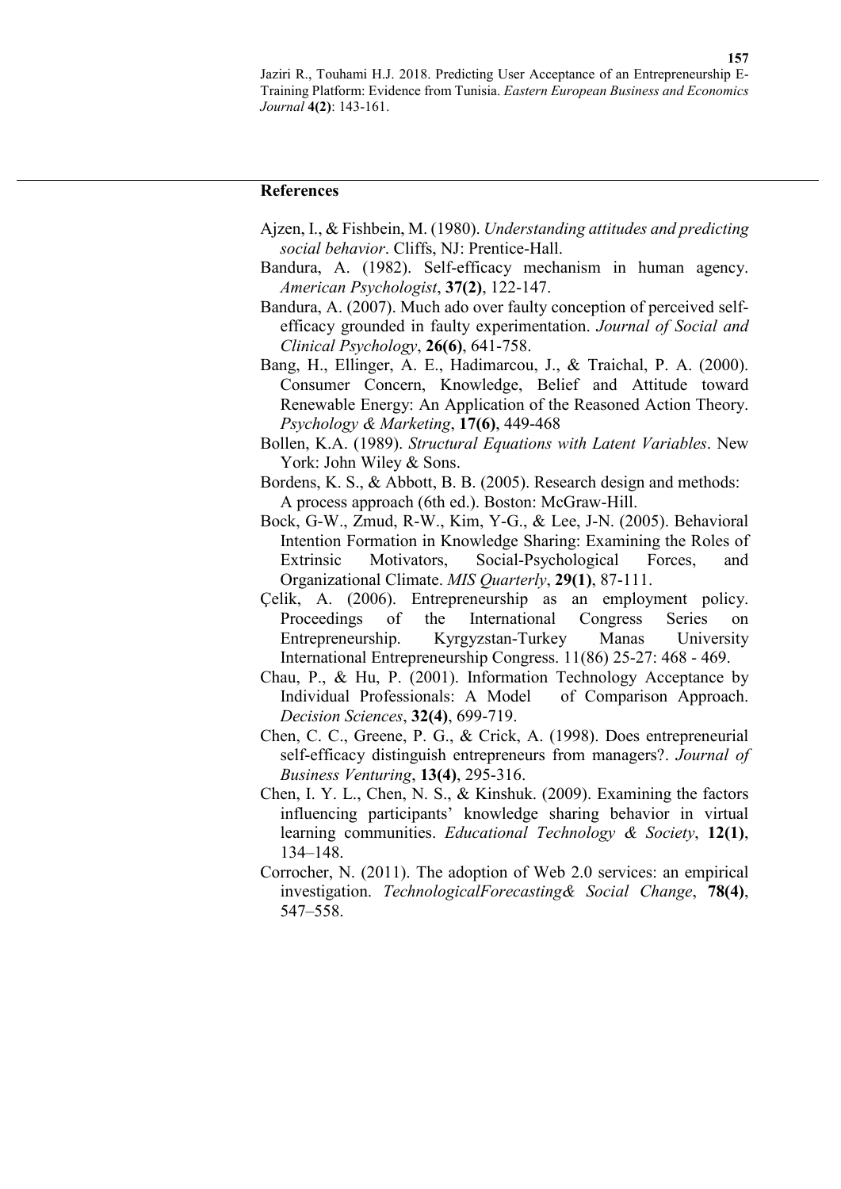## References

Ajzen, I., & Fishbein, M. (1980). *Understanding attitudes and predicting social behavior*. Cliffs, NJ: Prentice-Hall.

Bandura, A. (1982). Self-efficacy mechanism in human agency. *American Psychologist*, **37(2)**, 122-147.

Bandura, A. (2007). Much ado over faulty conception of perceived self-efficacy grounded in faulty experimentation. *Journal of Social and Clinical Psychology*, **26(6)**, 641-758.

Bang, H., Ellinger, A. E., Hadimarcou, J., & Traichal, P. A. (2000). Consumer Concern, Knowledge, Belief and Attitude toward Renewable Energy: An Application of the Reasoned Action Theory. *Psychology & Marketing*, **17(6)**, 449-468

Bollen, K.A. (1989). *Structural Equations with Latent Variables*. New York: John Wiley & Sons.

Bordens, K. S., & Abbott, B. B. (2005). Research design and methods: A process approach (6th ed.). Boston: McGraw-Hill.

Bock, G-W., Zmud, R-W., Kim, Y-G., & Lee, J-N. (2005). Behavioral Intention Formation in Knowledge Sharing: Examining the Roles of Extrinsic Motivators, Social-Psychological Forces, and Organizational Climate. *MIS Quarterly*, **29(1)**, 87-111.

Çelik, A. (2006). Entrepreneurship as an employment policy. Proceedings of the International Congress Series on Entrepreneurship. Kyrgyzstan-Turkey Manas University International Entrepreneurship Congress. 11(86) 25-27: 468 - 469.

Chau, P., & Hu, P. (2001). Information Technology Acceptance by Individual Professionals: A Model of Comparison Approach. *Decision Sciences*, **32(4)**, 699-719.

Chen, C. C., Greene, P. G., & Crick, A. (1998). Does entrepreneurial self-efficacy distinguish entrepreneurs from managers?. *Journal of Business Venturing*, **13(4)**, 295-316.

Chen, I. Y. L., Chen, N. S., & Kinshuk. (2009). Examining the factors influencing participants' knowledge sharing behavior in virtual learning communities. *Educational Technology & Society*, **12(1)**, 134–148.

Corrocher, N. (2011). The adoption of Web 2.0 services: an empirical investigation. *TechnologicalForecasting& Social Change*, **78(4)**, 547–558.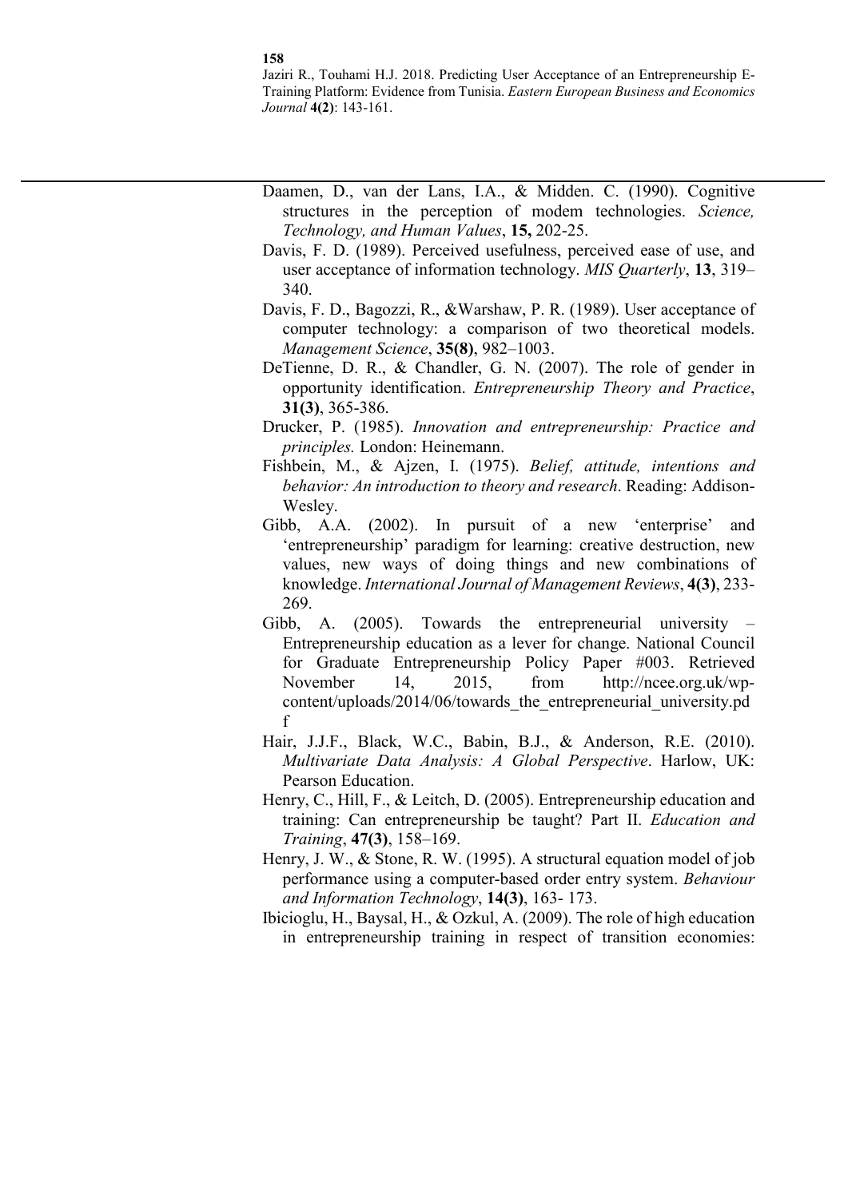Daamen, D., van der Lans, I.A., & Midden. C. (1990). Cognitive structures in the perception of modem technologies. *Science, Technology, and Human Values*, **15,** 202-25.

Davis, F. D. (1989). Perceived usefulness, perceived ease of use, and user acceptance of information technology. *MIS Quarterly*, **13**, 319–340.

Davis, F. D., Bagozzi, R., &Warshaw, P. R. (1989). User acceptance of computer technology: a comparison of two theoretical models. *Management Science*, **35(8)**, 982–1003.

DeTienne, D. R., & Chandler, G. N. (2007). The role of gender in opportunity identification. *Entrepreneurship Theory and Practice*, **31(3)**, 365-386.

Drucker, P. (1985). *Innovation and entrepreneurship: Practice and principles.* London: Heinemann.

Fishbein, M., & Ajzen, I. (1975). *Belief, attitude, intentions and behavior: An introduction to theory and research*. Reading: Addison-Wesley.

Gibb, A.A. (2002). In pursuit of a new 'enterprise' and 'entrepreneurship' paradigm for learning: creative destruction, new values, new ways of doing things and new combinations of knowledge. *International Journal of Management Reviews*, **4(3)**, 233-269.

Gibb, A. (2005). Towards the entrepreneurial university – Entrepreneurship education as a lever for change. National Council for Graduate Entrepreneurship Policy Paper #003. Retrieved November 14, 2015, from http://ncee.org.uk/wp-content/uploads/2014/06/towards_the_entrepreneurial_university.pdf

Hair, J.J.F., Black, W.C., Babin, B.J., & Anderson, R.E. (2010). *Multivariate Data Analysis: A Global Perspective*. Harlow, UK: Pearson Education.

Henry, C., Hill, F., & Leitch, D. (2005). Entrepreneurship education and training: Can entrepreneurship be taught? Part II. *Education and Training*, **47(3)**, 158–169.

Henry, J. W., & Stone, R. W. (1995). A structural equation model of job performance using a computer-based order entry system. *Behaviour and Information Technology*, **14(3)**, 163- 173.

Ibicioglu, H., Baysal, H., & Ozkul, A. (2009). The role of high education in entrepreneurship training in respect of transition economies: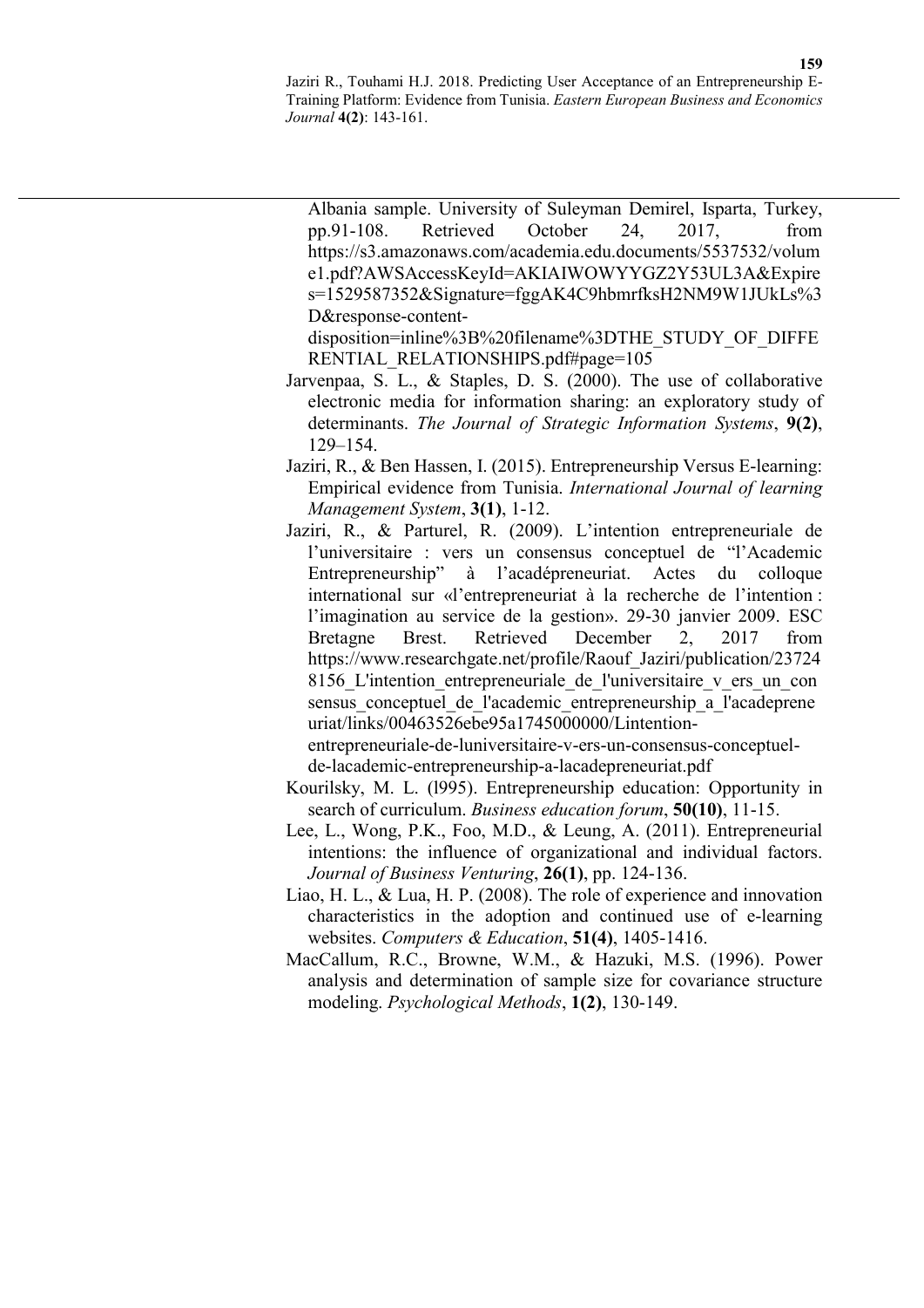Albania sample. University of Suleyman Demirel, Isparta, Turkey, pp.91-108. Retrieved October 24, 2017, from https://s3.amazonaws.com/academia.edu.documents/5537532/volume1.pdf?AWSAccessKeyId=AKIAIWOWYYGZ2Y53UL3A&Expires=1529587352&Signature=fggAK4C9hbmrfksH2NM9W1JUkLs%3D&response-content-disposition=inline%3B%20filename%3DTHE_STUDY_OF_DIFFERENTIAL_RELATIONSHIPS.pdf#page=105

Jarvenpaa, S. L., & Staples, D. S. (2000). The use of collaborative electronic media for information sharing: an exploratory study of determinants. *The Journal of Strategic Information Systems*, **9(2)**, 129–154.

Jaziri, R., & Ben Hassen, I. (2015). Entrepreneurship Versus E-learning: Empirical evidence from Tunisia. *International Journal of learning Management System*, **3(1)**, 1-12.

Jaziri, R., & Parturel, R. (2009). L'intention entrepreneuriale de l'universitaire : vers un consensus conceptuel de "l'Academic Entrepreneurship" à l'acadépreneuriat. Actes du colloque international sur «l'entrepreneuriat à la recherche de l'intention : l'imagination au service de la gestion». 29-30 janvier 2009. ESC Bretagne Brest. Retrieved December 2, 2017 from https://www.researchgate.net/profile/Raouf_Jaziri/publication/237248156_L'intention_entrepreneuriale_de_l'universitaire_v_ers_un_consensus_conceptuel_de_l'academic_entrepreneurship_a_l'acadepreneuriat/links/00463526ebe95a1745000000/Lintention-entrepreneuriale-de-luniversitaire-v-ers-un-consensus-conceptuel-de-lacademic-entrepreneurship-a-lacadepreneuriat.pdf

Kourilsky, M. L. (l995). Entrepreneurship education: Opportunity in search of curriculum. *Business education forum*, **50(10)**, 11-15.

Lee, L., Wong, P.K., Foo, M.D., & Leung, A. (2011). Entrepreneurial intentions: the influence of organizational and individual factors. *Journal of Business Venturing*, **26(1)**, pp. 124-136.

Liao, H. L., & Lua, H. P. (2008). The role of experience and innovation characteristics in the adoption and continued use of e-learning websites. *Computers & Education*, **51(4)**, 1405-1416.

MacCallum, R.C., Browne, W.M., & Hazuki, M.S. (1996). Power analysis and determination of sample size for covariance structure modeling. *Psychological Methods*, **1(2)**, 130-149.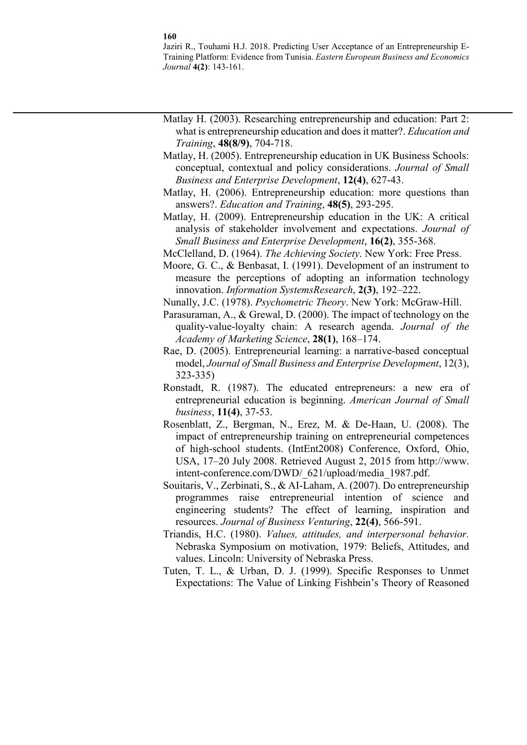Matlay H. (2003). Researching entrepreneurship and education: Part 2: what is entrepreneurship education and does it matter?. *Education and Training*, **48(8/9)**, 704-718.

Matlay, H. (2005). Entrepreneurship education in UK Business Schools: conceptual, contextual and policy considerations. *Journal of Small Business and Enterprise Development*, **12(4)**, 627-43.

Matlay, H. (2006). Entrepreneurship education: more questions than answers?. *Education and Training*, **48(5)**, 293-295.

Matlay, H. (2009). Entrepreneurship education in the UK: A critical analysis of stakeholder involvement and expectations. *Journal of Small Business and Enterprise Development*, **16(2)**, 355-368.

McClelland, D. (1964). *The Achieving Society*. New York: Free Press.

Moore, G. C., & Benbasat, I. (1991). Development of an instrument to measure the perceptions of adopting an information technology innovation. *Information SystemsResearch*, **2(3)**, 192–222.

Nunally, J.C. (1978). *Psychometric Theory*. New York: McGraw-Hill.

Parasuraman, A., & Grewal, D. (2000). The impact of technology on the quality-value-loyalty chain: A research agenda. *Journal of the Academy of Marketing Science*, **28(1)**, 168–174.

Rae, D. (2005). Entrepreneurial learning: a narrative-based conceptual model, *Journal of Small Business and Enterprise Development*, 12(3), 323-335)

Ronstadt, R. (1987). The educated entrepreneurs: a new era of entrepreneurial education is beginning. *American Journal of Small business*, **11(4)**, 37-53.

Rosenblatt, Z., Bergman, N., Erez, M. & De-Haan, U. (2008). The impact of entrepreneurship training on entrepreneurial competences of high-school students. (IntEnt2008) Conference, Oxford, Ohio, USA, 17–20 July 2008. Retrieved August 2, 2015 from http://www.intent-conference.com/DWD/_621/upload/media_1987.pdf.

Souitaris, V., Zerbinati, S., & AI-Laham, A. (2007). Do entrepreneurship programmes raise entrepreneurial intention of science and engineering students? The effect of learning, inspiration and resources. *Journal of Business Venturing*, **22(4)**, 566-591.

Triandis, H.C. (1980). *Values, attitudes, and interpersonal behavior.* Nebraska Symposium on motivation, 1979: Beliefs, Attitudes, and values. Lincoln: University of Nebraska Press.

Tuten, T. L., & Urban, D. J. (1999). Specific Responses to Unmet Expectations: The Value of Linking Fishbein's Theory of Reasoned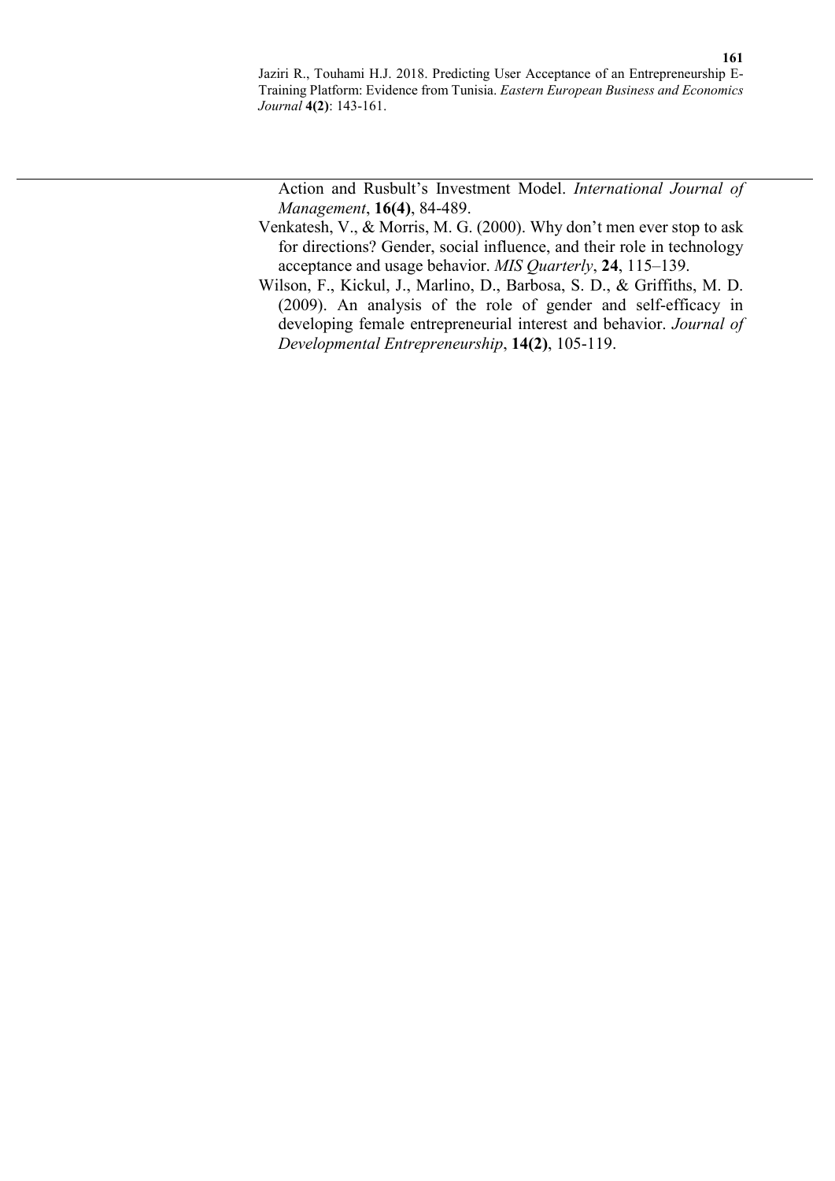Action and Rusbult's Investment Model. *International Journal of Management*, **16(4)**, 84-489.

Venkatesh, V., & Morris, M. G. (2000). Why don't men ever stop to ask for directions? Gender, social influence, and their role in technology acceptance and usage behavior. *MIS Quarterly*, **24**, 115–139.

Wilson, F., Kickul, J., Marlino, D., Barbosa, S. D., & Griffiths, M. D. (2009). An analysis of the role of gender and self-efficacy in developing female entrepreneurial interest and behavior. *Journal of Developmental Entrepreneurship*, **14(2)**, 105-119.